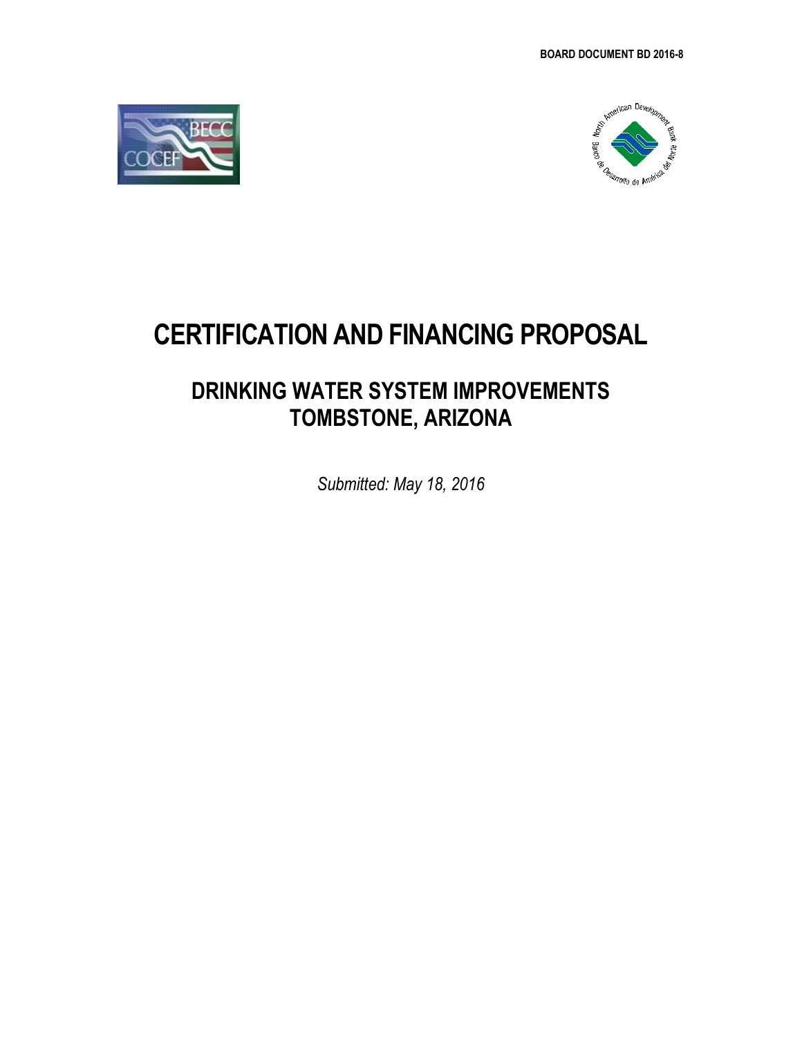BOARD DOCUMENT BD 2016-8

# CERTIFICATION AND FINANCING PROPOSAL

## DRINKING WATER SYSTEM IMPROVEMENTS
## TOMBSTONE, ARIZONA

*Submitted: May 18, 2016*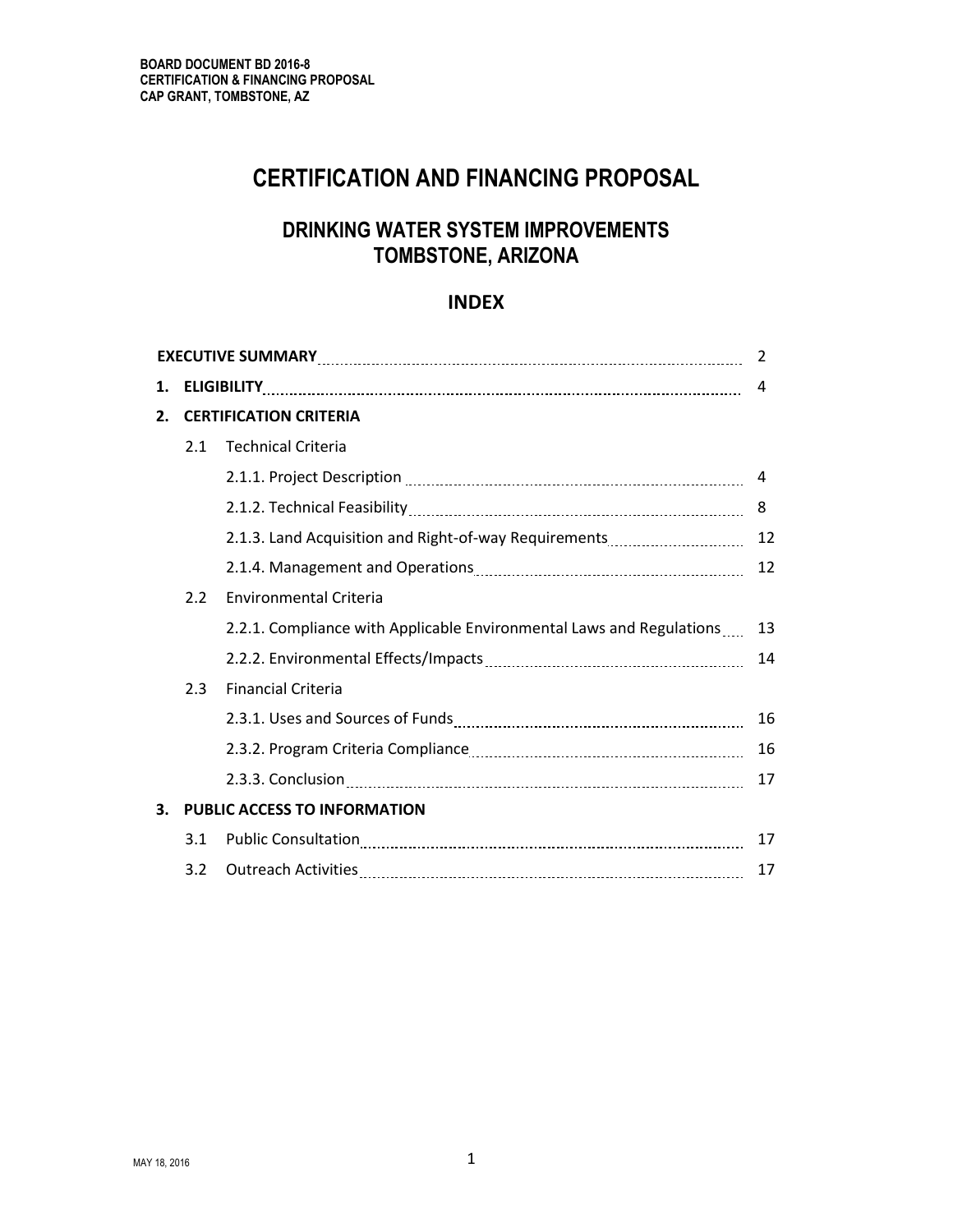# CERTIFICATION AND FINANCING PROPOSAL

## DRINKING WATER SYSTEM IMPROVEMENTS
## TOMBSTONE, ARIZONA

### INDEX

| | | | |
|---|---|---|---|
| | **EXECUTIVE SUMMARY** | | 2 |
| **1.** | **ELIGIBILITY** | | 4 |
| **2.** | **CERTIFICATION CRITERIA** | | |
| | 2.1 | Technical Criteria | |
| | | 2.1.1. Project Description | 4 |
| | | 2.1.2. Technical Feasibility | 8 |
| | | 2.1.3. Land Acquisition and Right-of-way Requirements | 12 |
| | | 2.1.4. Management and Operations | 12 |
| | 2.2 | Environmental Criteria | |
| | | 2.2.1. Compliance with Applicable Environmental Laws and Regulations | 13 |
| | | 2.2.2. Environmental Effects/Impacts | 14 |
| | 2.3 | Financial Criteria | |
| | | 2.3.1. Uses and Sources of Funds | 16 |
| | | 2.3.2. Program Criteria Compliance | 16 |
| | | 2.3.3. Conclusion | 17 |
| **3.** | **PUBLIC ACCESS TO INFORMATION** | | |
| | 3.1 | Public Consultation | 17 |
| | 3.2 | Outreach Activities | 17 |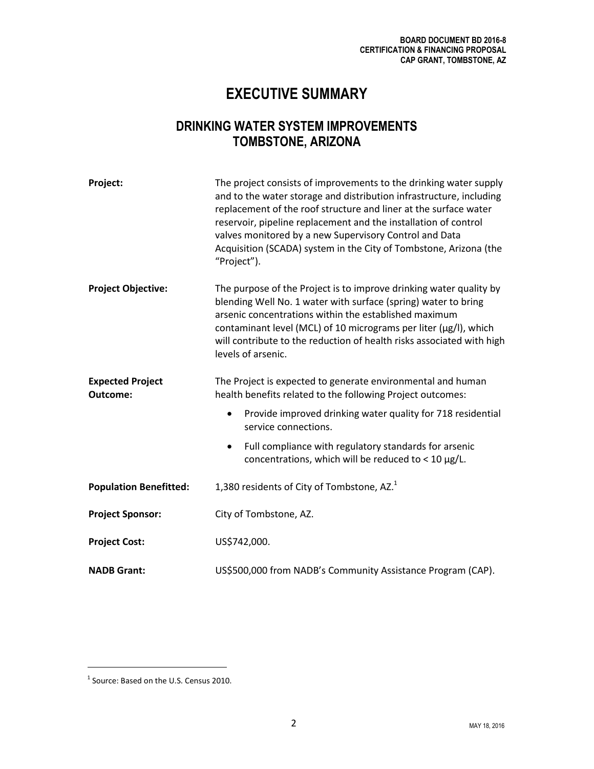# EXECUTIVE SUMMARY

## DRINKING WATER SYSTEM IMPROVEMENTS TOMBSTONE, ARIZONA

**Project:** The project consists of improvements to the drinking water supply and to the water storage and distribution infrastructure, including replacement of the roof structure and liner at the surface water reservoir, pipeline replacement and the installation of control valves monitored by a new Supervisory Control and Data Acquisition (SCADA) system in the City of Tombstone, Arizona (the "Project").

**Project Objective:** The purpose of the Project is to improve drinking water quality by blending Well No. 1 water with surface (spring) water to bring arsenic concentrations within the established maximum contaminant level (MCL) of 10 micrograms per liter (µg/l), which will contribute to the reduction of health risks associated with high levels of arsenic.

**Expected Project Outcome:** The Project is expected to generate environmental and human health benefits related to the following Project outcomes:

- Provide improved drinking water quality for 718 residential service connections.
- Full compliance with regulatory standards for arsenic concentrations, which will be reduced to < 10 µg/L.

**Population Benefitted:** 1,380 residents of City of Tombstone, AZ.[1]

**Project Sponsor:** City of Tombstone, AZ.

**Project Cost:** US$742,000.

**NADB Grant:** US$500,000 from NADB's Community Assistance Program (CAP).

---

[1] Source: Based on the U.S. Census 2010.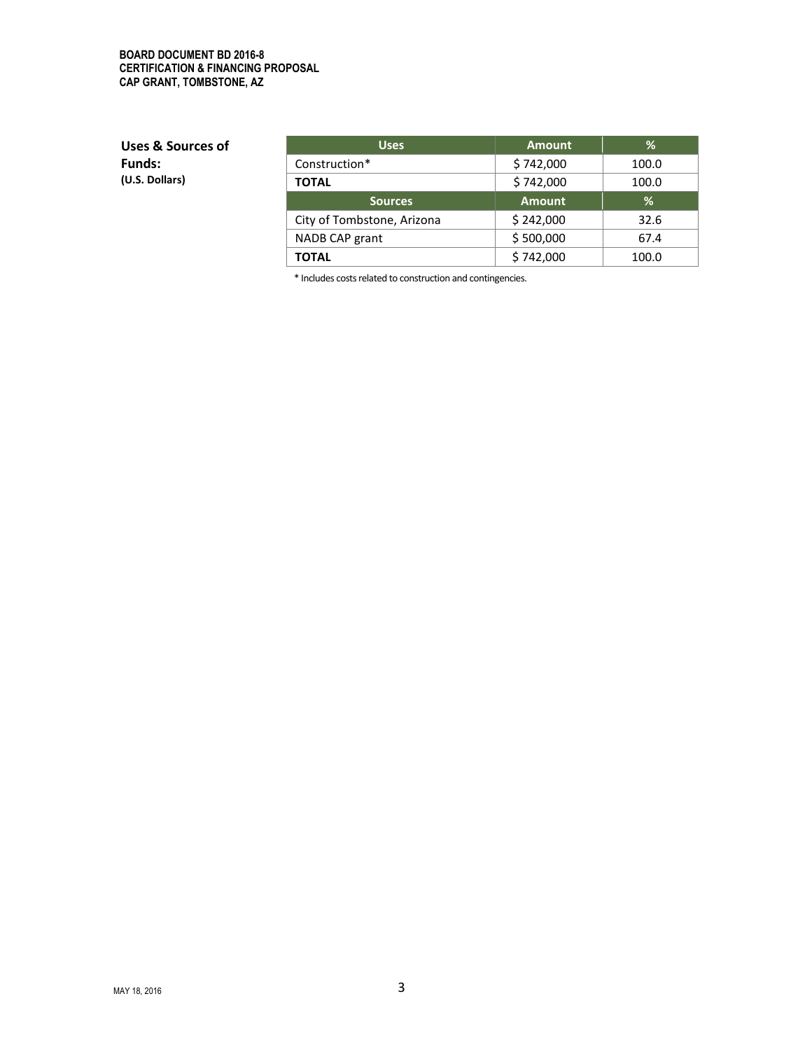**Uses & Sources of Funds:**
**(U.S. Dollars)**

| Uses | Amount | % |
|---|---|---|
| Construction* | $ 742,000 | 100.0 |
| **TOTAL** | $ 742,000 | 100.0 |
| **Sources** | **Amount** | **%** |
| City of Tombstone, Arizona | $ 242,000 | 32.6 |
| NADB CAP grant | $ 500,000 | 67.4 |
| **TOTAL** | $ 742,000 | 100.0 |

\* Includes costs related to construction and contingencies.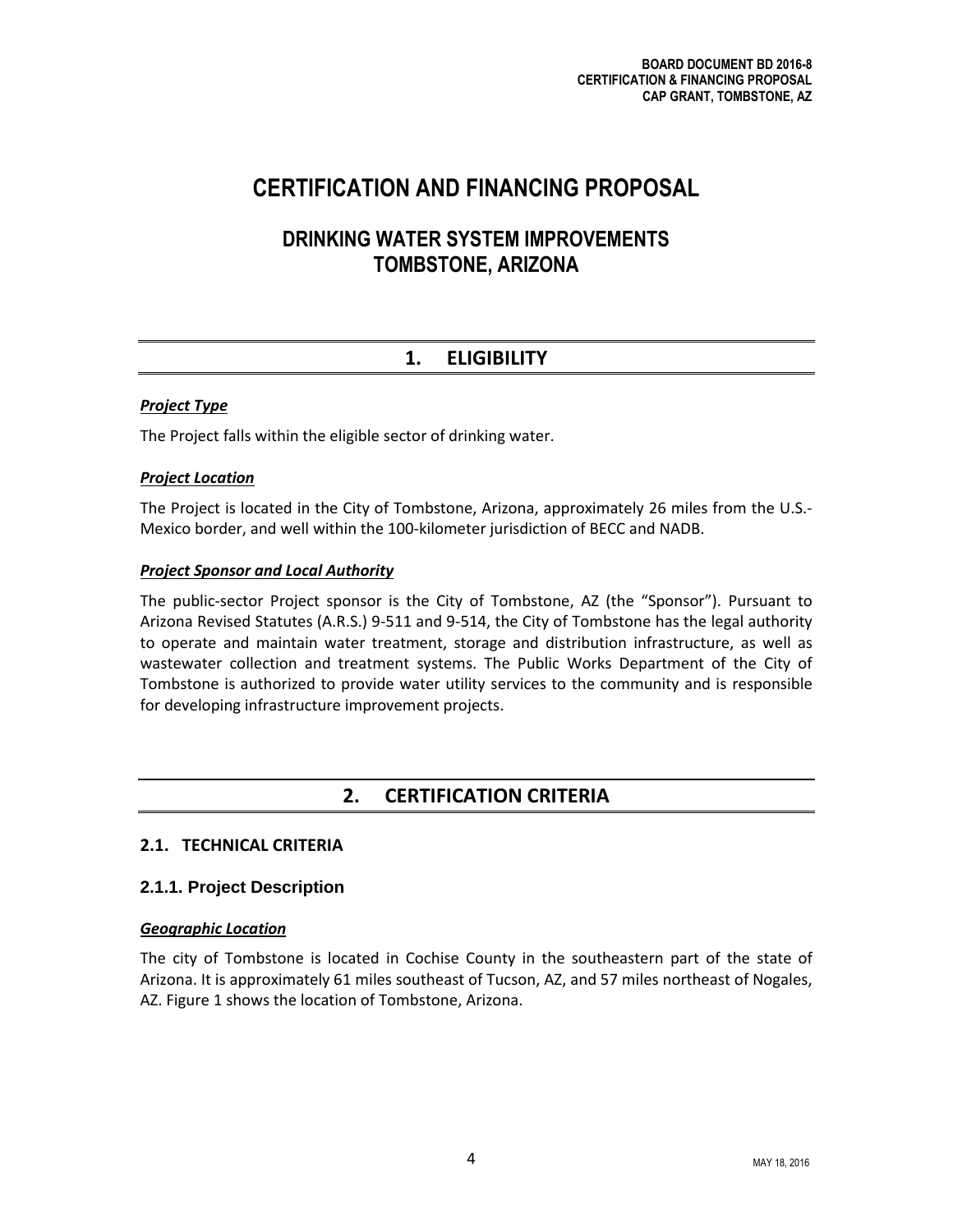# CERTIFICATION AND FINANCING PROPOSAL

## DRINKING WATER SYSTEM IMPROVEMENTS TOMBSTONE, ARIZONA

## 1. ELIGIBILITY

***Project Type***

The Project falls within the eligible sector of drinking water.

***Project Location***

The Project is located in the City of Tombstone, Arizona, approximately 26 miles from the U.S.-Mexico border, and well within the 100-kilometer jurisdiction of BECC and NADB.

***Project Sponsor and Local Authority***

The public-sector Project sponsor is the City of Tombstone, AZ (the "Sponsor"). Pursuant to Arizona Revised Statutes (A.R.S.) 9-511 and 9-514, the City of Tombstone has the legal authority to operate and maintain water treatment, storage and distribution infrastructure, as well as wastewater collection and treatment systems. The Public Works Department of the City of Tombstone is authorized to provide water utility services to the community and is responsible for developing infrastructure improvement projects.

## 2. CERTIFICATION CRITERIA

### 2.1. TECHNICAL CRITERIA

### 2.1.1. Project Description

***Geographic Location***

The city of Tombstone is located in Cochise County in the southeastern part of the state of Arizona. It is approximately 61 miles southeast of Tucson, AZ, and 57 miles northeast of Nogales, AZ. Figure 1 shows the location of Tombstone, Arizona.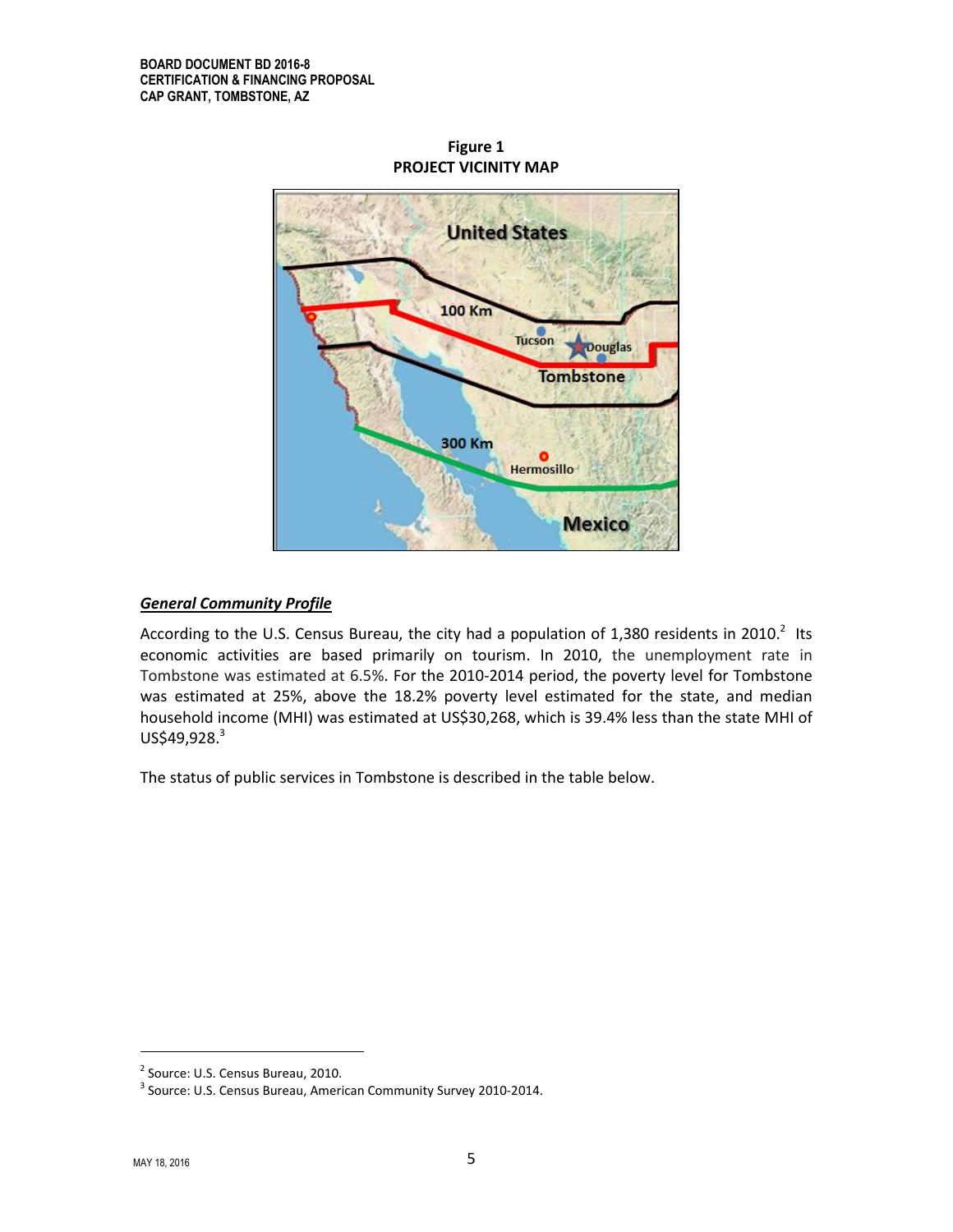**Figure 1**
**PROJECT VICINITY MAP**

## ***General Community Profile***

According to the U.S. Census Bureau, the city had a population of 1,380 residents in 2010.[2] Its economic activities are based primarily on tourism. In 2010, the unemployment rate in Tombstone was estimated at 6.5%. For the 2010-2014 period, the poverty level for Tombstone was estimated at 25%, above the 18.2% poverty level estimated for the state, and median household income (MHI) was estimated at US$30,268, which is 39.4% less than the state MHI of US$49,928.[3]

The status of public services in Tombstone is described in the table below.

---

[2] Source: U.S. Census Bureau, 2010.

[3] Source: U.S. Census Bureau, American Community Survey 2010-2014.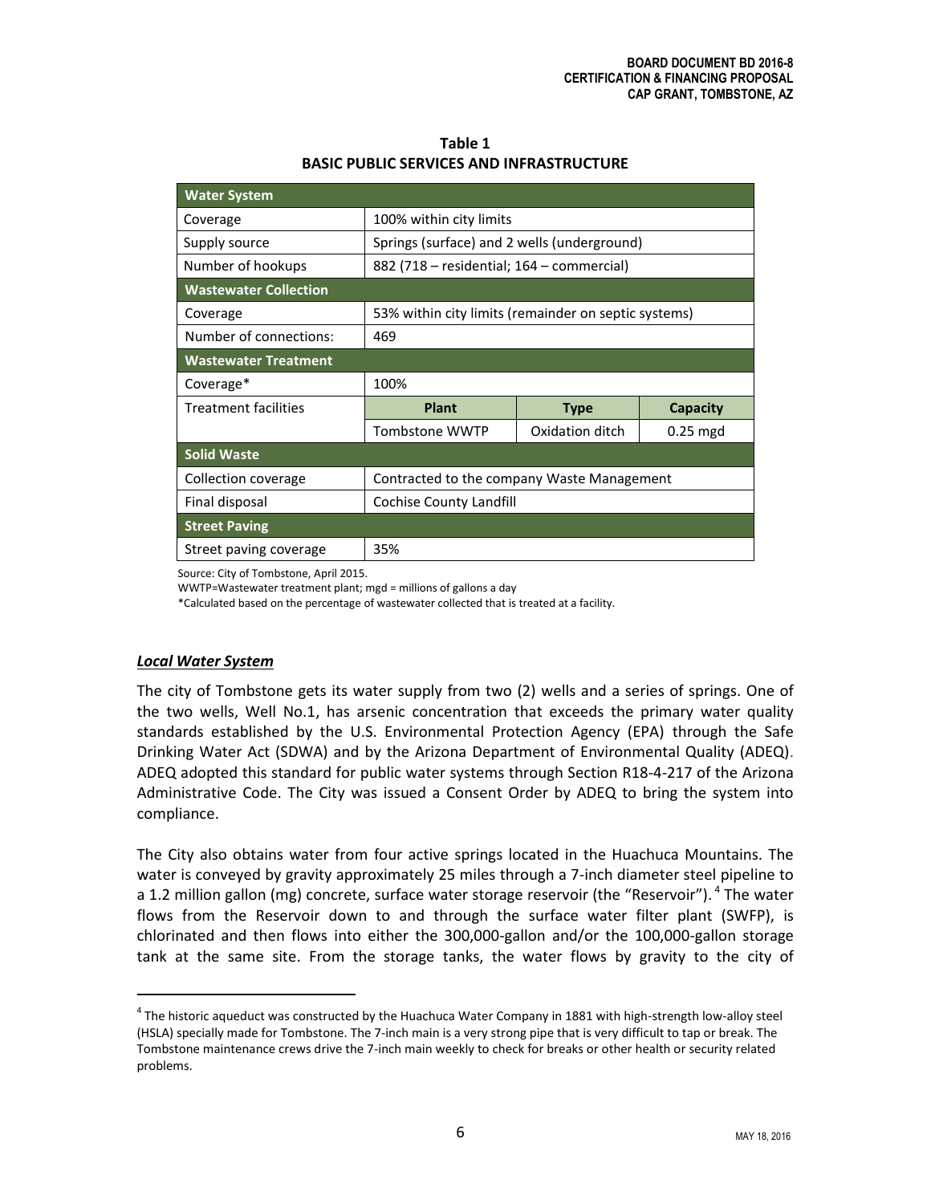**Table 1**
**BASIC PUBLIC SERVICES AND INFRASTRUCTURE**

| **Water System** | | | |
|---|---|---|---|
| Coverage | 100% within city limits | | |
| Supply source | Springs (surface) and 2 wells (underground) | | |
| Number of hookups | 882 (718 – residential; 164 – commercial) | | |
| **Wastewater Collection** | | | |
| Coverage | 53% within city limits (remainder on septic systems) | | |
| Number of connections: | 469 | | |
| **Wastewater Treatment** | | | |
| Coverage* | 100% | | |
| Treatment facilities | **Plant** | **Type** | **Capacity** |
| | Tombstone WWTP | Oxidation ditch | 0.25 mgd |
| **Solid Waste** | | | |
| Collection coverage | Contracted to the company Waste Management | | |
| Final disposal | Cochise County Landfill | | |
| **Street Paving** | | | |
| Street paving coverage | 35% | | |

Source: City of Tombstone, April 2015.
WWTP=Wastewater treatment plant; mgd = millions of gallons a day
*Calculated based on the percentage of wastewater collected that is treated at a facility.

***Local Water System***

The city of Tombstone gets its water supply from two (2) wells and a series of springs. One of the two wells, Well No.1, has arsenic concentration that exceeds the primary water quality standards established by the U.S. Environmental Protection Agency (EPA) through the Safe Drinking Water Act (SDWA) and by the Arizona Department of Environmental Quality (ADEQ). ADEQ adopted this standard for public water systems through Section R18-4-217 of the Arizona Administrative Code. The City was issued a Consent Order by ADEQ to bring the system into compliance.

The City also obtains water from four active springs located in the Huachuca Mountains. The water is conveyed by gravity approximately 25 miles through a 7-inch diameter steel pipeline to a 1.2 million gallon (mg) concrete, surface water storage reservoir (the "Reservoir").[4] The water flows from the Reservoir down to and through the surface water filter plant (SWFP), is chlorinated and then flows into either the 300,000-gallon and/or the 100,000-gallon storage tank at the same site. From the storage tanks, the water flows by gravity to the city of

[4] The historic aqueduct was constructed by the Huachuca Water Company in 1881 with high-strength low-alloy steel (HSLA) specially made for Tombstone. The 7-inch main is a very strong pipe that is very difficult to tap or break. The Tombstone maintenance crews drive the 7-inch main weekly to check for breaks or other health or security related problems.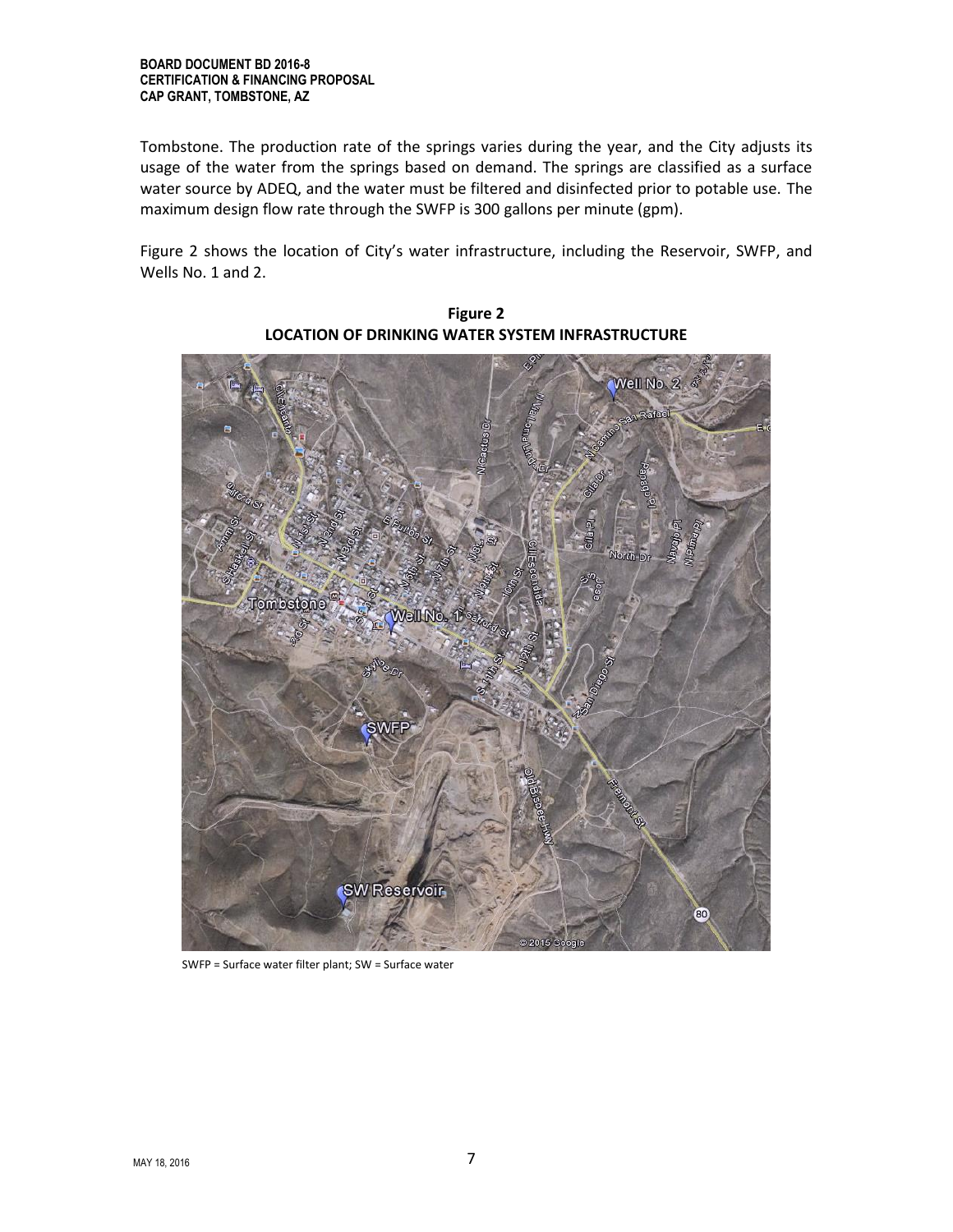Tombstone. The production rate of the springs varies during the year, and the City adjusts its usage of the water from the springs based on demand. The springs are classified as a surface water source by ADEQ, and the water must be filtered and disinfected prior to potable use. The maximum design flow rate through the SWFP is 300 gallons per minute (gpm).

Figure 2 shows the location of City's water infrastructure, including the Reservoir, SWFP, and Wells No. 1 and 2.

**Figure 2**
**LOCATION OF DRINKING WATER SYSTEM INFRASTRUCTURE**

SWFP = Surface water filter plant; SW = Surface water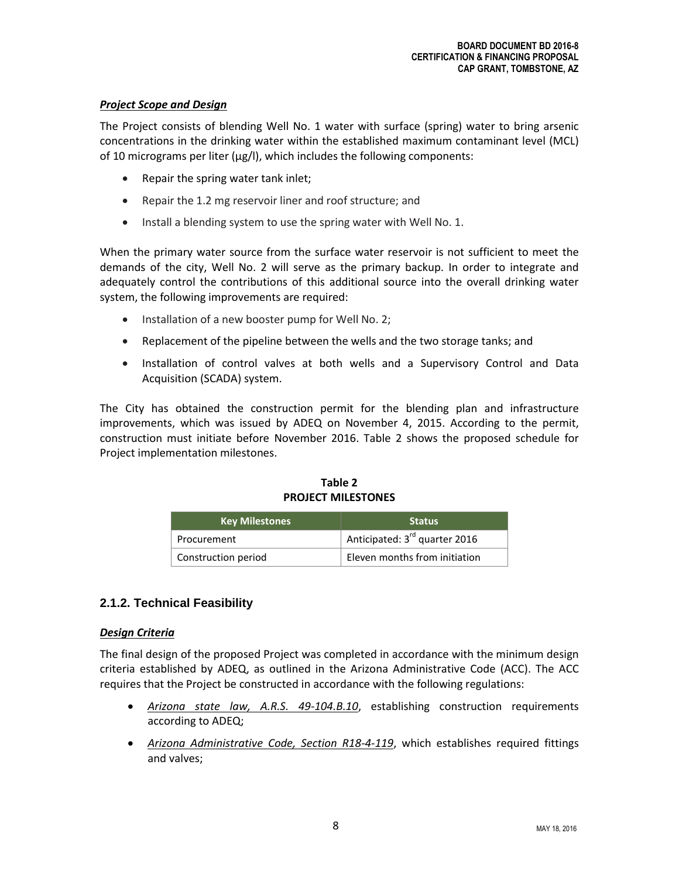***Project Scope and Design***

The Project consists of blending Well No. 1 water with surface (spring) water to bring arsenic concentrations in the drinking water within the established maximum contaminant level (MCL) of 10 micrograms per liter (μg/l), which includes the following components:

- Repair the spring water tank inlet;
- Repair the 1.2 mg reservoir liner and roof structure; and
- Install a blending system to use the spring water with Well No. 1.

When the primary water source from the surface water reservoir is not sufficient to meet the demands of the city, Well No. 2 will serve as the primary backup. In order to integrate and adequately control the contributions of this additional source into the overall drinking water system, the following improvements are required:

- Installation of a new booster pump for Well No. 2;
- Replacement of the pipeline between the wells and the two storage tanks; and
- Installation of control valves at both wells and a Supervisory Control and Data Acquisition (SCADA) system.

The City has obtained the construction permit for the blending plan and infrastructure improvements, which was issued by ADEQ on November 4, 2015. According to the permit, construction must initiate before November 2016. Table 2 shows the proposed schedule for Project implementation milestones.

**Table 2**
**PROJECT MILESTONES**

| Key Milestones | Status |
|---|---|
| Procurement | Anticipated: 3rd quarter 2016 |
| Construction period | Eleven months from initiation |

### 2.1.2. Technical Feasibility

***Design Criteria***

The final design of the proposed Project was completed in accordance with the minimum design criteria established by ADEQ, as outlined in the Arizona Administrative Code (ACC). The ACC requires that the Project be constructed in accordance with the following regulations:

- *Arizona state law, A.R.S. 49-104.B.10*, establishing construction requirements according to ADEQ;
- *Arizona Administrative Code, Section R18-4-119*, which establishes required fittings and valves;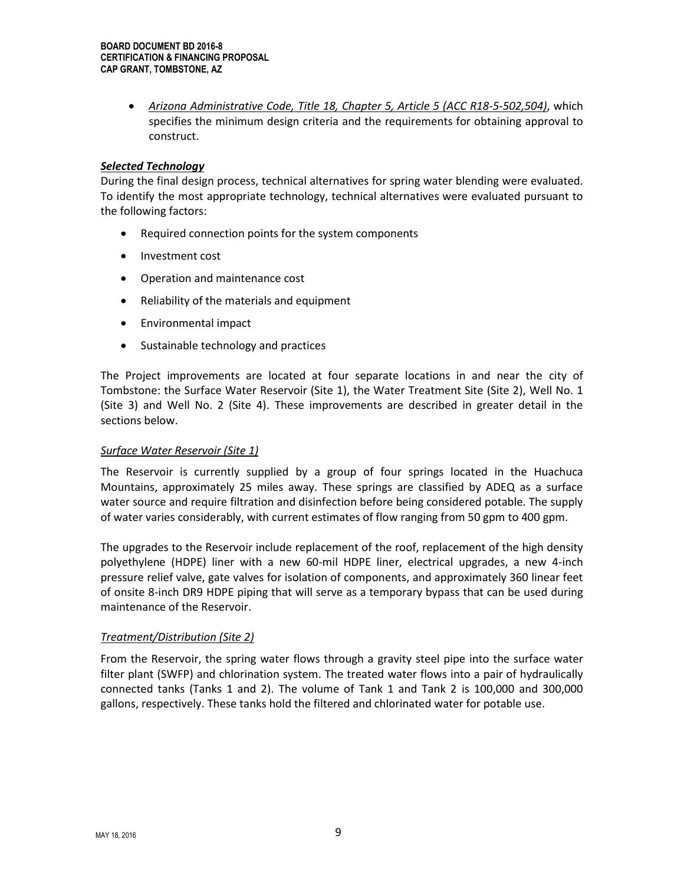- *Arizona Administrative Code, Title 18, Chapter 5, Article 5 (ACC R18-5-502,504)*, which specifies the minimum design criteria and the requirements for obtaining approval to construct.

***Selected Technology***

During the final design process, technical alternatives for spring water blending were evaluated. To identify the most appropriate technology, technical alternatives were evaluated pursuant to the following factors:

- Required connection points for the system components
- Investment cost
- Operation and maintenance cost
- Reliability of the materials and equipment
- Environmental impact
- Sustainable technology and practices

The Project improvements are located at four separate locations in and near the city of Tombstone: the Surface Water Reservoir (Site 1), the Water Treatment Site (Site 2), Well No. 1 (Site 3) and Well No. 2 (Site 4). These improvements are described in greater detail in the sections below.

*Surface Water Reservoir (Site 1)*

The Reservoir is currently supplied by a group of four springs located in the Huachuca Mountains, approximately 25 miles away. These springs are classified by ADEQ as a surface water source and require filtration and disinfection before being considered potable. The supply of water varies considerably, with current estimates of flow ranging from 50 gpm to 400 gpm.

The upgrades to the Reservoir include replacement of the roof, replacement of the high density polyethylene (HDPE) liner with a new 60-mil HDPE liner, electrical upgrades, a new 4-inch pressure relief valve, gate valves for isolation of components, and approximately 360 linear feet of onsite 8-inch DR9 HDPE piping that will serve as a temporary bypass that can be used during maintenance of the Reservoir.

*Treatment/Distribution (Site 2)*

From the Reservoir, the spring water flows through a gravity steel pipe into the surface water filter plant (SWFP) and chlorination system. The treated water flows into a pair of hydraulically connected tanks (Tanks 1 and 2). The volume of Tank 1 and Tank 2 is 100,000 and 300,000 gallons, respectively. These tanks hold the filtered and chlorinated water for potable use.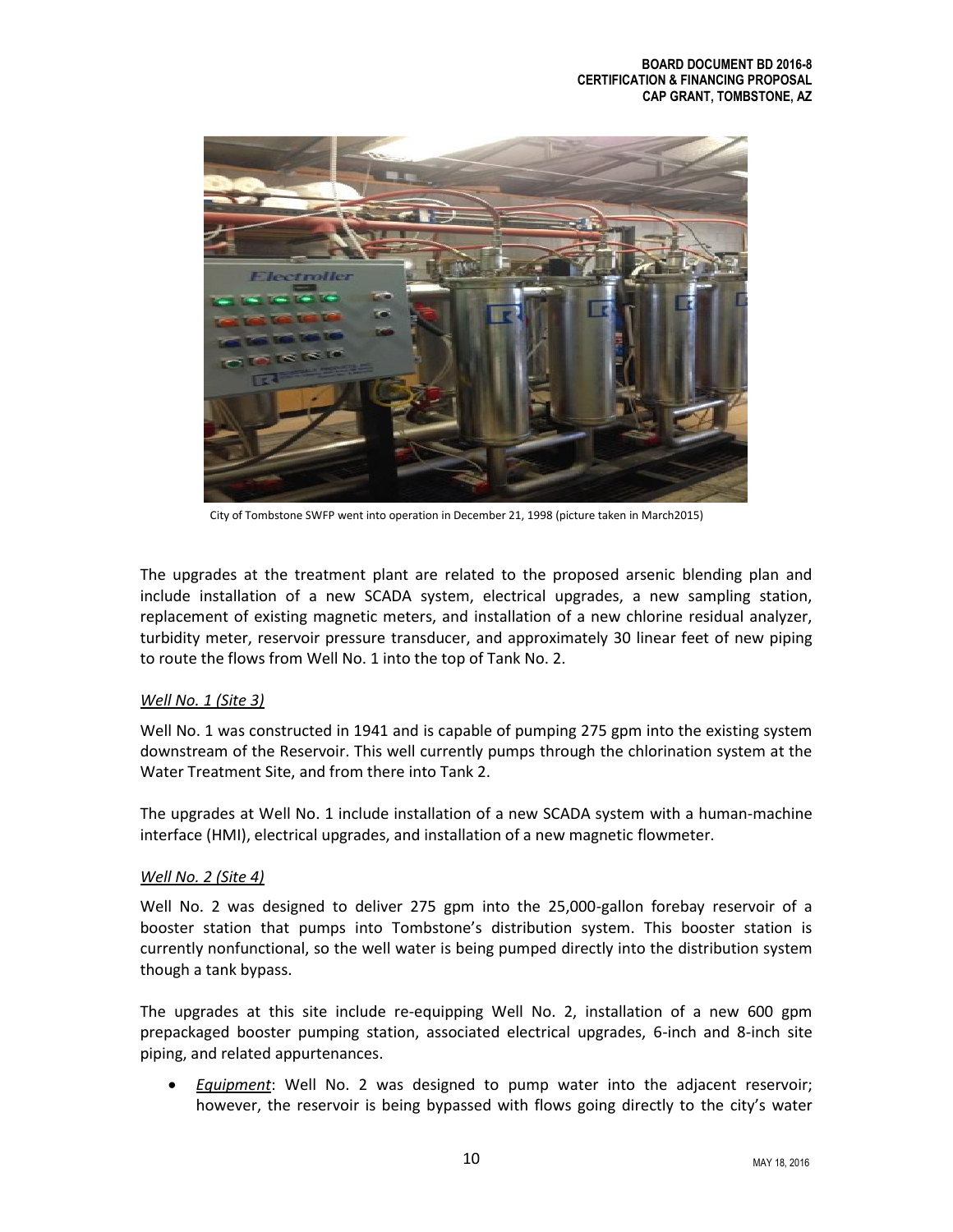City of Tombstone SWFP went into operation in December 21, 1998 (picture taken in March2015)

The upgrades at the treatment plant are related to the proposed arsenic blending plan and include installation of a new SCADA system, electrical upgrades, a new sampling station, replacement of existing magnetic meters, and installation of a new chlorine residual analyzer, turbidity meter, reservoir pressure transducer, and approximately 30 linear feet of new piping to route the flows from Well No. 1 into the top of Tank No. 2.

*Well No. 1 (Site 3)*

Well No. 1 was constructed in 1941 and is capable of pumping 275 gpm into the existing system downstream of the Reservoir. This well currently pumps through the chlorination system at the Water Treatment Site, and from there into Tank 2.

The upgrades at Well No. 1 include installation of a new SCADA system with a human-machine interface (HMI), electrical upgrades, and installation of a new magnetic flowmeter.

*Well No. 2 (Site 4)*

Well No. 2 was designed to deliver 275 gpm into the 25,000-gallon forebay reservoir of a booster station that pumps into Tombstone's distribution system. This booster station is currently nonfunctional, so the well water is being pumped directly into the distribution system though a tank bypass.

The upgrades at this site include re-equipping Well No. 2, installation of a new 600 gpm prepackaged booster pumping station, associated electrical upgrades, 6-inch and 8-inch site piping, and related appurtenances.

- *Equipment*: Well No. 2 was designed to pump water into the adjacent reservoir; however, the reservoir is being bypassed with flows going directly to the city's water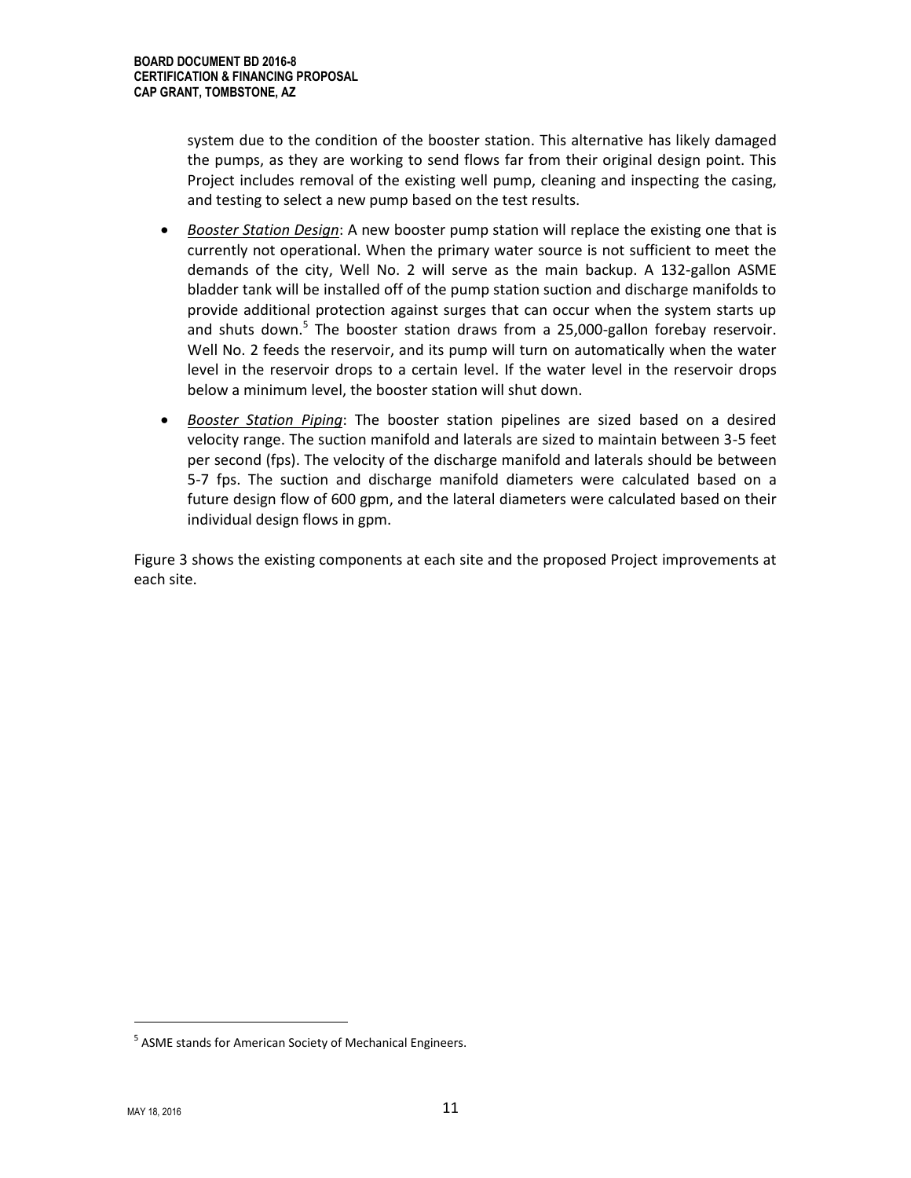system due to the condition of the booster station. This alternative has likely damaged the pumps, as they are working to send flows far from their original design point. This Project includes removal of the existing well pump, cleaning and inspecting the casing, and testing to select a new pump based on the test results.

- *Booster Station Design*: A new booster pump station will replace the existing one that is currently not operational. When the primary water source is not sufficient to meet the demands of the city, Well No. 2 will serve as the main backup. A 132-gallon ASME bladder tank will be installed off of the pump station suction and discharge manifolds to provide additional protection against surges that can occur when the system starts up and shuts down.[5] The booster station draws from a 25,000-gallon forebay reservoir. Well No. 2 feeds the reservoir, and its pump will turn on automatically when the water level in the reservoir drops to a certain level. If the water level in the reservoir drops below a minimum level, the booster station will shut down.
- *Booster Station Piping*: The booster station pipelines are sized based on a desired velocity range. The suction manifold and laterals are sized to maintain between 3-5 feet per second (fps). The velocity of the discharge manifold and laterals should be between 5-7 fps. The suction and discharge manifold diameters were calculated based on a future design flow of 600 gpm, and the lateral diameters were calculated based on their individual design flows in gpm.

Figure 3 shows the existing components at each site and the proposed Project improvements at each site.

[5] ASME stands for American Society of Mechanical Engineers.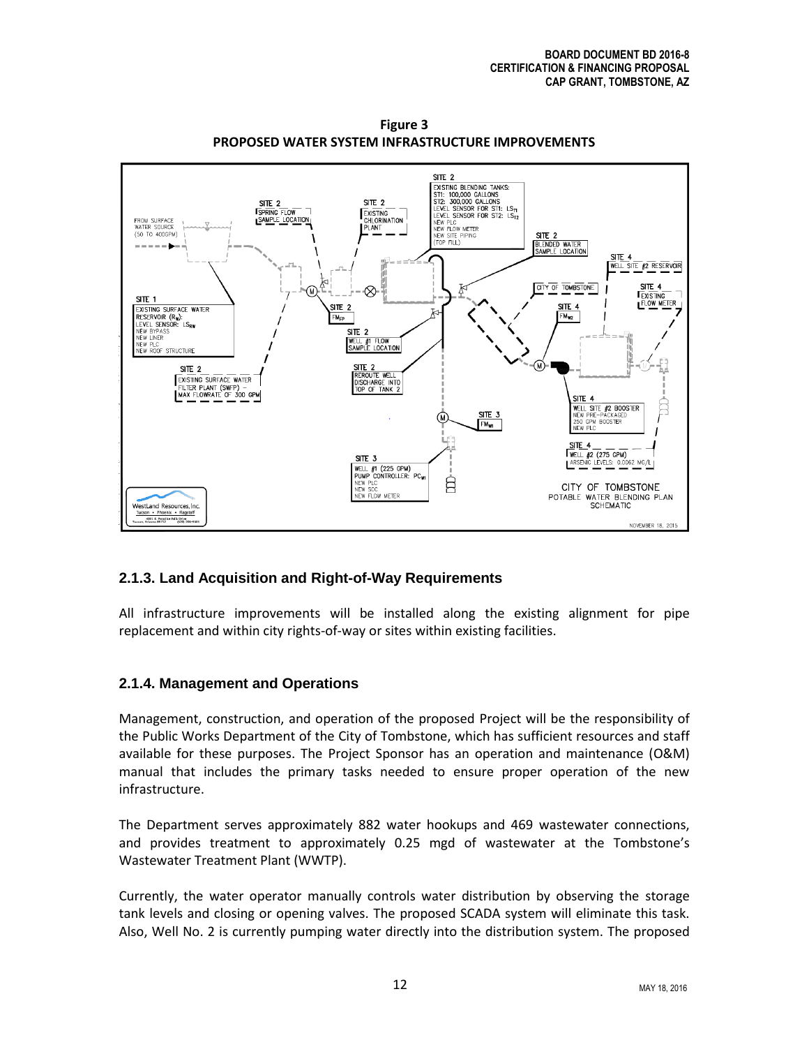**Figure 3**
**PROPOSED WATER SYSTEM INFRASTRUCTURE IMPROVEMENTS**

### 2.1.3. Land Acquisition and Right-of-Way Requirements

All infrastructure improvements will be installed along the existing alignment for pipe replacement and within city rights-of-way or sites within existing facilities.

### 2.1.4. Management and Operations

Management, construction, and operation of the proposed Project will be the responsibility of the Public Works Department of the City of Tombstone, which has sufficient resources and staff available for these purposes. The Project Sponsor has an operation and maintenance (O&M) manual that includes the primary tasks needed to ensure proper operation of the new infrastructure.

The Department serves approximately 882 water hookups and 469 wastewater connections, and provides treatment to approximately 0.25 mgd of wastewater at the Tombstone's Wastewater Treatment Plant (WWTP).

Currently, the water operator manually controls water distribution by observing the storage tank levels and closing or opening valves. The proposed SCADA system will eliminate this task. Also, Well No. 2 is currently pumping water directly into the distribution system. The proposed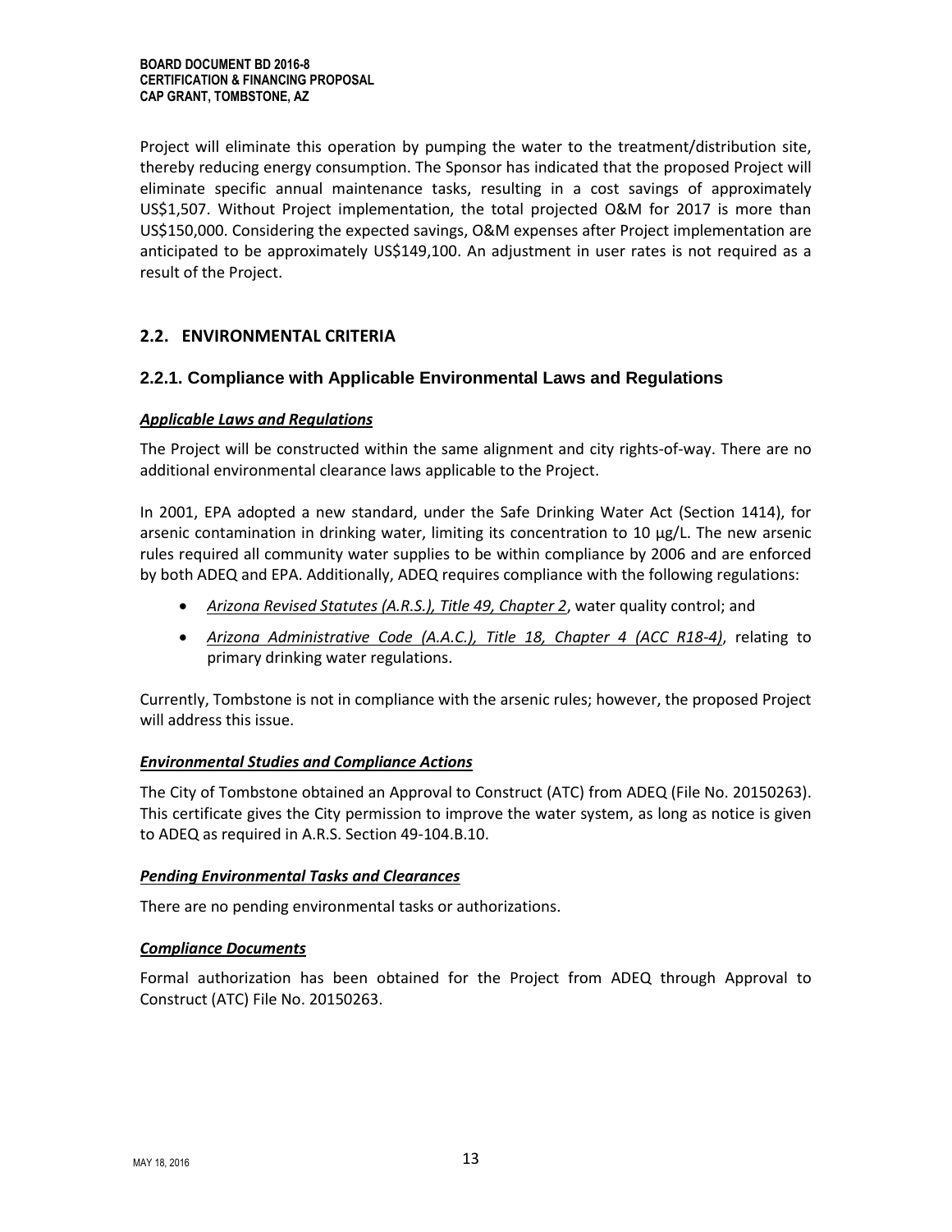Project will eliminate this operation by pumping the water to the treatment/distribution site, thereby reducing energy consumption. The Sponsor has indicated that the proposed Project will eliminate specific annual maintenance tasks, resulting in a cost savings of approximately US$1,507. Without Project implementation, the total projected O&M for 2017 is more than US$150,000. Considering the expected savings, O&M expenses after Project implementation are anticipated to be approximately US$149,100. An adjustment in user rates is not required as a result of the Project.

## 2.2. ENVIRONMENTAL CRITERIA

### 2.2.1. Compliance with Applicable Environmental Laws and Regulations

***Applicable Laws and Regulations***

The Project will be constructed within the same alignment and city rights-of-way. There are no additional environmental clearance laws applicable to the Project.

In 2001, EPA adopted a new standard, under the Safe Drinking Water Act (Section 1414), for arsenic contamination in drinking water, limiting its concentration to 10 µg/L. The new arsenic rules required all community water supplies to be within compliance by 2006 and are enforced by both ADEQ and EPA. Additionally, ADEQ requires compliance with the following regulations:

- *Arizona Revised Statutes (A.R.S.), Title 49, Chapter 2*, water quality control; and
- *Arizona Administrative Code (A.A.C.), Title 18, Chapter 4 (ACC R18-4)*, relating to primary drinking water regulations.

Currently, Tombstone is not in compliance with the arsenic rules; however, the proposed Project will address this issue.

***Environmental Studies and Compliance Actions***

The City of Tombstone obtained an Approval to Construct (ATC) from ADEQ (File No. 20150263). This certificate gives the City permission to improve the water system, as long as notice is given to ADEQ as required in A.R.S. Section 49-104.B.10.

***Pending Environmental Tasks and Clearances***

There are no pending environmental tasks or authorizations.

***Compliance Documents***

Formal authorization has been obtained for the Project from ADEQ through Approval to Construct (ATC) File No. 20150263.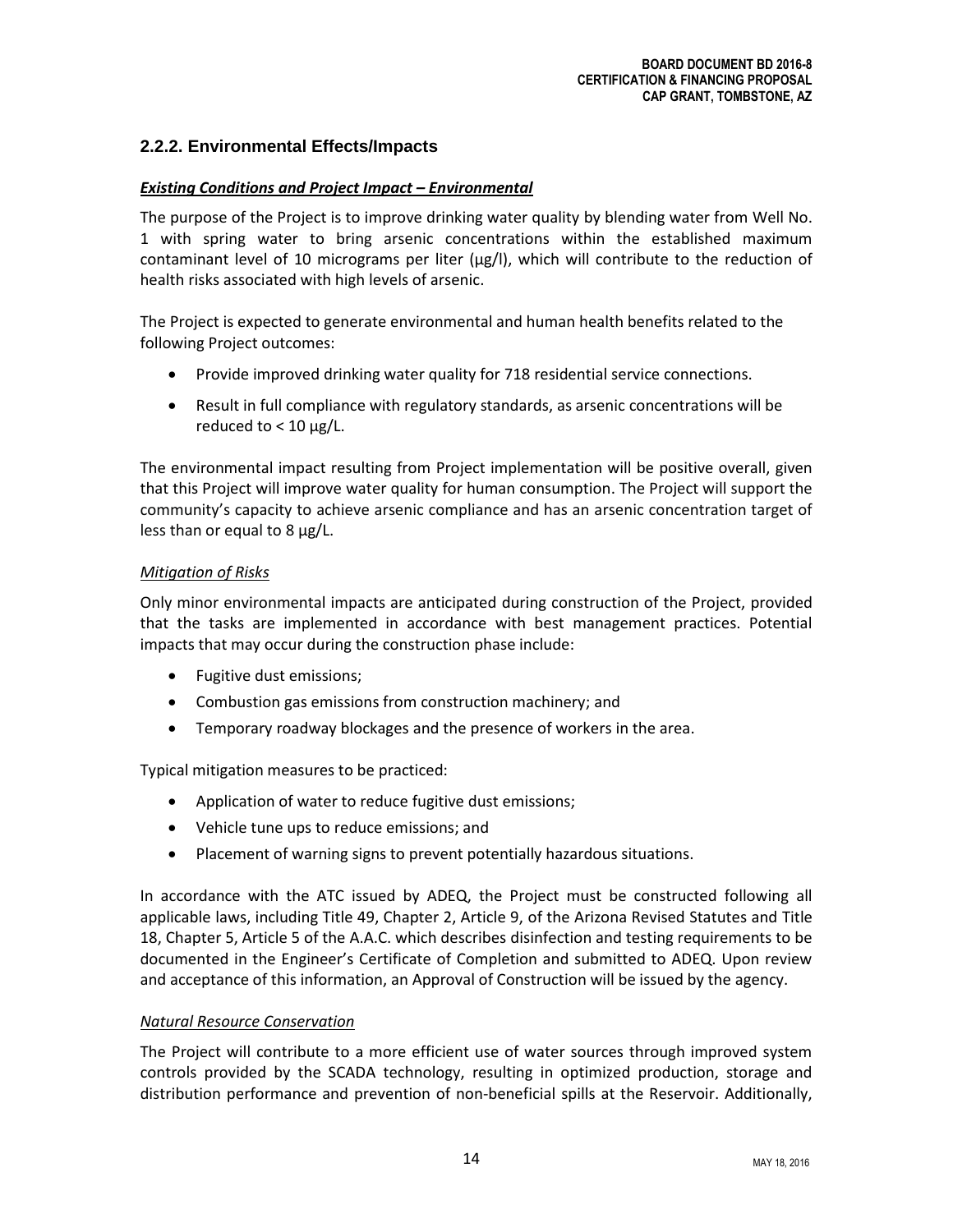## 2.2.2. Environmental Effects/Impacts

***Existing Conditions and Project Impact – Environmental***

The purpose of the Project is to improve drinking water quality by blending water from Well No. 1 with spring water to bring arsenic concentrations within the established maximum contaminant level of 10 micrograms per liter (µg/l), which will contribute to the reduction of health risks associated with high levels of arsenic.

The Project is expected to generate environmental and human health benefits related to the following Project outcomes:

- Provide improved drinking water quality for 718 residential service connections.
- Result in full compliance with regulatory standards, as arsenic concentrations will be reduced to < 10 µg/L.

The environmental impact resulting from Project implementation will be positive overall, given that this Project will improve water quality for human consumption. The Project will support the community's capacity to achieve arsenic compliance and has an arsenic concentration target of less than or equal to 8 µg/L.

*Mitigation of Risks*

Only minor environmental impacts are anticipated during construction of the Project, provided that the tasks are implemented in accordance with best management practices. Potential impacts that may occur during the construction phase include:

- Fugitive dust emissions;
- Combustion gas emissions from construction machinery; and
- Temporary roadway blockages and the presence of workers in the area.

Typical mitigation measures to be practiced:

- Application of water to reduce fugitive dust emissions;
- Vehicle tune ups to reduce emissions; and
- Placement of warning signs to prevent potentially hazardous situations.

In accordance with the ATC issued by ADEQ, the Project must be constructed following all applicable laws, including Title 49, Chapter 2, Article 9, of the Arizona Revised Statutes and Title 18, Chapter 5, Article 5 of the A.A.C. which describes disinfection and testing requirements to be documented in the Engineer's Certificate of Completion and submitted to ADEQ. Upon review and acceptance of this information, an Approval of Construction will be issued by the agency.

*Natural Resource Conservation*

The Project will contribute to a more efficient use of water sources through improved system controls provided by the SCADA technology, resulting in optimized production, storage and distribution performance and prevention of non-beneficial spills at the Reservoir. Additionally,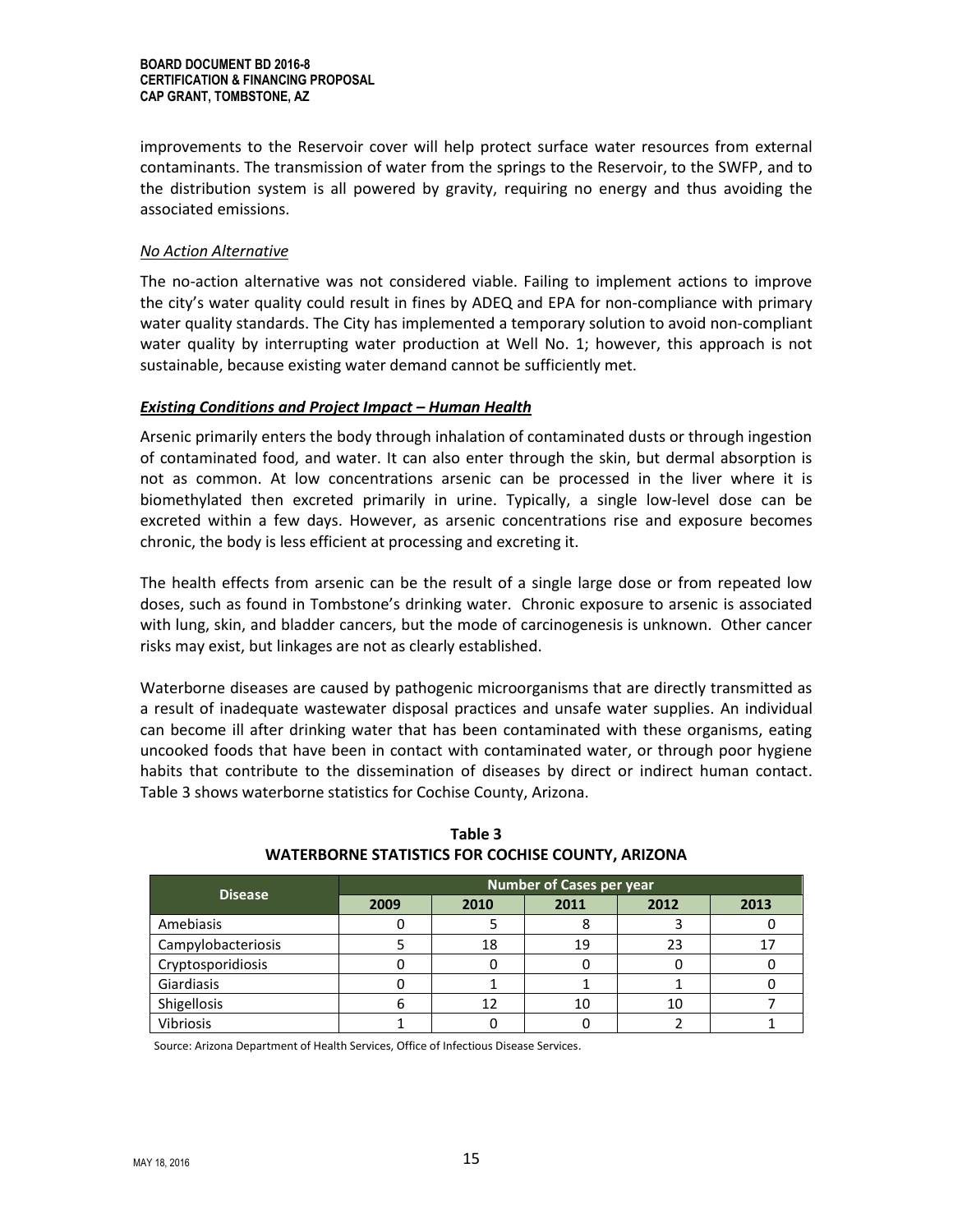improvements to the Reservoir cover will help protect surface water resources from external contaminants. The transmission of water from the springs to the Reservoir, to the SWFP, and to the distribution system is all powered by gravity, requiring no energy and thus avoiding the associated emissions.

*No Action Alternative*

The no-action alternative was not considered viable. Failing to implement actions to improve the city's water quality could result in fines by ADEQ and EPA for non-compliance with primary water quality standards. The City has implemented a temporary solution to avoid non-compliant water quality by interrupting water production at Well No. 1; however, this approach is not sustainable, because existing water demand cannot be sufficiently met.

***Existing Conditions and Project Impact – Human Health***

Arsenic primarily enters the body through inhalation of contaminated dusts or through ingestion of contaminated food, and water. It can also enter through the skin, but dermal absorption is not as common. At low concentrations arsenic can be processed in the liver where it is biomethylated then excreted primarily in urine. Typically, a single low-level dose can be excreted within a few days. However, as arsenic concentrations rise and exposure becomes chronic, the body is less efficient at processing and excreting it.

The health effects from arsenic can be the result of a single large dose or from repeated low doses, such as found in Tombstone's drinking water. Chronic exposure to arsenic is associated with lung, skin, and bladder cancers, but the mode of carcinogenesis is unknown. Other cancer risks may exist, but linkages are not as clearly established.

Waterborne diseases are caused by pathogenic microorganisms that are directly transmitted as a result of inadequate wastewater disposal practices and unsafe water supplies. An individual can become ill after drinking water that has been contaminated with these organisms, eating uncooked foods that have been in contact with contaminated water, or through poor hygiene habits that contribute to the dissemination of diseases by direct or indirect human contact. Table 3 shows waterborne statistics for Cochise County, Arizona.

**Table 3**
**WATERBORNE STATISTICS FOR COCHISE COUNTY, ARIZONA**

| Disease | Number of Cases per year | | | | |
|---|---|---|---|---|---|
| | 2009 | 2010 | 2011 | 2012 | 2013 |
| Amebiasis | 0 | 5 | 8 | 3 | 0 |
| Campylobacteriosis | 5 | 18 | 19 | 23 | 17 |
| Cryptosporidiosis | 0 | 0 | 0 | 0 | 0 |
| Giardiasis | 0 | 1 | 1 | 1 | 0 |
| Shigellosis | 6 | 12 | 10 | 10 | 7 |
| Vibriosis | 1 | 0 | 0 | 2 | 1 |

Source: Arizona Department of Health Services, Office of Infectious Disease Services.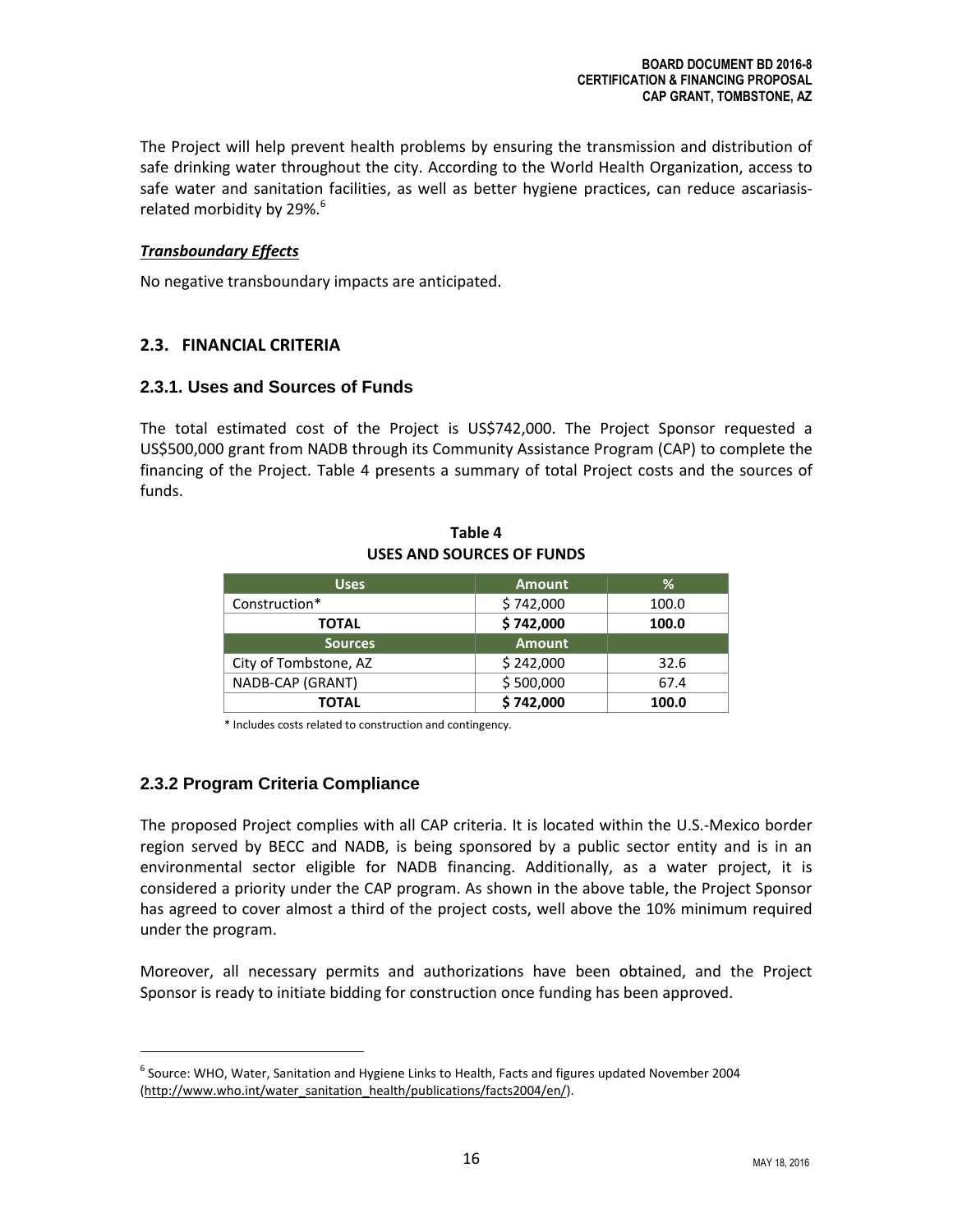The Project will help prevent health problems by ensuring the transmission and distribution of safe drinking water throughout the city. According to the World Health Organization, access to safe water and sanitation facilities, as well as better hygiene practices, can reduce ascariasis-related morbidity by 29%.[6]

***Transboundary Effects***

No negative transboundary impacts are anticipated.

## 2.3. FINANCIAL CRITERIA

### 2.3.1. Uses and Sources of Funds

The total estimated cost of the Project is US$742,000. The Project Sponsor requested a US$500,000 grant from NADB through its Community Assistance Program (CAP) to complete the financing of the Project. Table 4 presents a summary of total Project costs and the sources of funds.

**Table 4**
**USES AND SOURCES OF FUNDS**

| Uses | Amount | % |
|---|---|---|
| Construction* | $ 742,000 | 100.0 |
| **TOTAL** | **$ 742,000** | **100.0** |
| **Sources** | **Amount** | |
| City of Tombstone, AZ | $ 242,000 | 32.6 |
| NADB-CAP (GRANT) | $ 500,000 | 67.4 |
| **TOTAL** | **$ 742,000** | **100.0** |

\* Includes costs related to construction and contingency.

### 2.3.2 Program Criteria Compliance

The proposed Project complies with all CAP criteria. It is located within the U.S.-Mexico border region served by BECC and NADB, is being sponsored by a public sector entity and is in an environmental sector eligible for NADB financing. Additionally, as a water project, it is considered a priority under the CAP program. As shown in the above table, the Project Sponsor has agreed to cover almost a third of the project costs, well above the 10% minimum required under the program.

Moreover, all necessary permits and authorizations have been obtained, and the Project Sponsor is ready to initiate bidding for construction once funding has been approved.

---

[6] Source: WHO, Water, Sanitation and Hygiene Links to Health, Facts and figures updated November 2004 (http://www.who.int/water_sanitation_health/publications/facts2004/en/).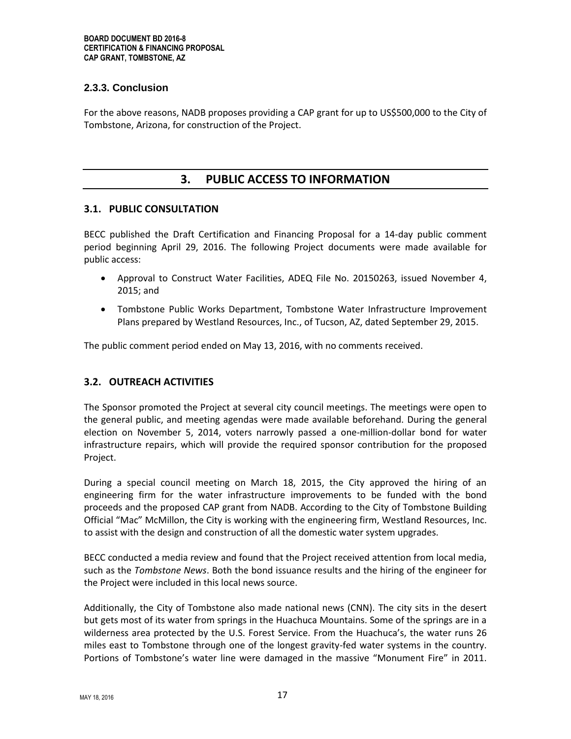### 2.3.3. Conclusion

For the above reasons, NADB proposes providing a CAP grant for up to US$500,000 to the City of Tombstone, Arizona, for construction of the Project.

## 3. PUBLIC ACCESS TO INFORMATION

### 3.1. PUBLIC CONSULTATION

BECC published the Draft Certification and Financing Proposal for a 14-day public comment period beginning April 29, 2016. The following Project documents were made available for public access:

- Approval to Construct Water Facilities, ADEQ File No. 20150263, issued November 4, 2015; and
- Tombstone Public Works Department, Tombstone Water Infrastructure Improvement Plans prepared by Westland Resources, Inc., of Tucson, AZ, dated September 29, 2015.

The public comment period ended on May 13, 2016, with no comments received.

### 3.2. OUTREACH ACTIVITIES

The Sponsor promoted the Project at several city council meetings. The meetings were open to the general public, and meeting agendas were made available beforehand. During the general election on November 5, 2014, voters narrowly passed a one-million-dollar bond for water infrastructure repairs, which will provide the required sponsor contribution for the proposed Project.

During a special council meeting on March 18, 2015, the City approved the hiring of an engineering firm for the water infrastructure improvements to be funded with the bond proceeds and the proposed CAP grant from NADB. According to the City of Tombstone Building Official "Mac" McMillon, the City is working with the engineering firm, Westland Resources, Inc. to assist with the design and construction of all the domestic water system upgrades.

BECC conducted a media review and found that the Project received attention from local media, such as the *Tombstone News*. Both the bond issuance results and the hiring of the engineer for the Project were included in this local news source.

Additionally, the City of Tombstone also made national news (CNN). The city sits in the desert but gets most of its water from springs in the Huachuca Mountains. Some of the springs are in a wilderness area protected by the U.S. Forest Service. From the Huachuca's, the water runs 26 miles east to Tombstone through one of the longest gravity-fed water systems in the country. Portions of Tombstone's water line were damaged in the massive "Monument Fire" in 2011.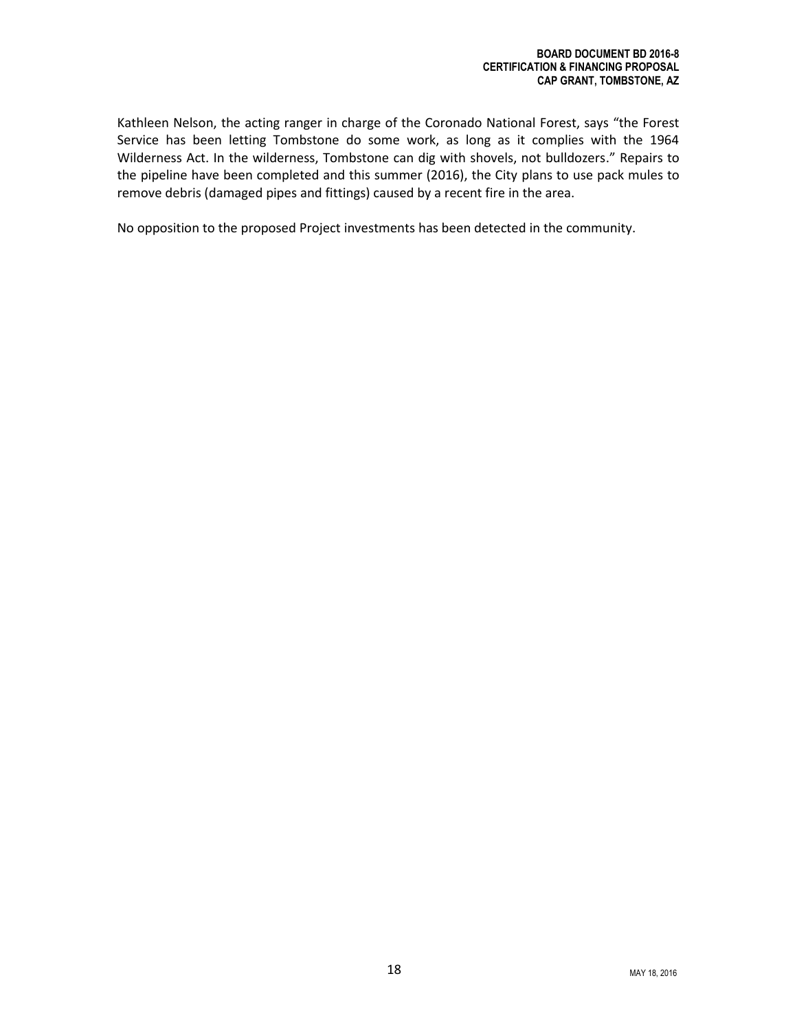Kathleen Nelson, the acting ranger in charge of the Coronado National Forest, says "the Forest Service has been letting Tombstone do some work, as long as it complies with the 1964 Wilderness Act. In the wilderness, Tombstone can dig with shovels, not bulldozers." Repairs to the pipeline have been completed and this summer (2016), the City plans to use pack mules to remove debris (damaged pipes and fittings) caused by a recent fire in the area.

No opposition to the proposed Project investments has been detected in the community.